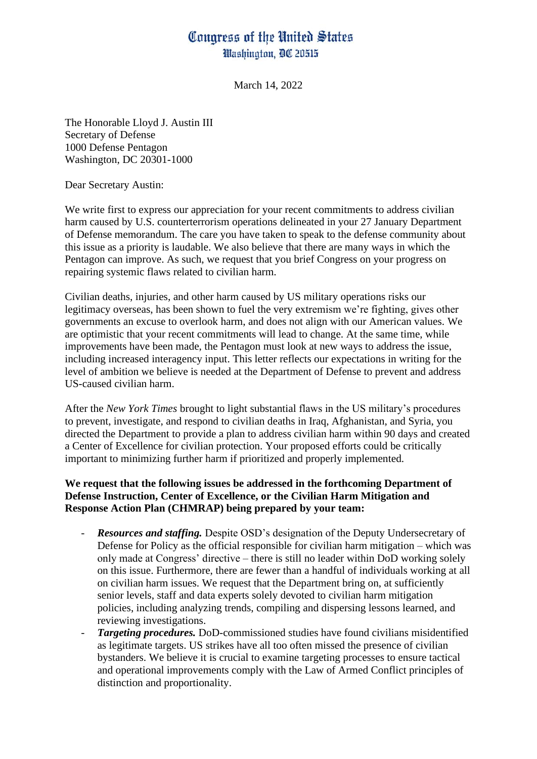# Congress of the United States
## Washington, DC 20515

March 14, 2022

The Honorable Lloyd J. Austin III
Secretary of Defense
1000 Defense Pentagon
Washington, DC 20301-1000

Dear Secretary Austin:

We write first to express our appreciation for your recent commitments to address civilian harm caused by U.S. counterterrorism operations delineated in your 27 January Department of Defense memorandum. The care you have taken to speak to the defense community about this issue as a priority is laudable. We also believe that there are many ways in which the Pentagon can improve. As such, we request that you brief Congress on your progress on repairing systemic flaws related to civilian harm.

Civilian deaths, injuries, and other harm caused by US military operations risks our legitimacy overseas, has been shown to fuel the very extremism we're fighting, gives other governments an excuse to overlook harm, and does not align with our American values. We are optimistic that your recent commitments will lead to change. At the same time, while improvements have been made, the Pentagon must look at new ways to address the issue, including increased interagency input. This letter reflects our expectations in writing for the level of ambition we believe is needed at the Department of Defense to prevent and address US-caused civilian harm.

After the *New York Times* brought to light substantial flaws in the US military's procedures to prevent, investigate, and respond to civilian deaths in Iraq, Afghanistan, and Syria, you directed the Department to provide a plan to address civilian harm within 90 days and created a Center of Excellence for civilian protection. Your proposed efforts could be critically important to minimizing further harm if prioritized and properly implemented.

**We request that the following issues be addressed in the forthcoming Department of Defense Instruction, Center of Excellence, or the Civilian Harm Mitigation and Response Action Plan (CHMRAP) being prepared by your team:**

- ***Resources and staffing.*** Despite OSD's designation of the Deputy Undersecretary of Defense for Policy as the official responsible for civilian harm mitigation – which was only made at Congress' directive – there is still no leader within DoD working solely on this issue. Furthermore, there are fewer than a handful of individuals working at all on civilian harm issues. We request that the Department bring on, at sufficiently senior levels, staff and data experts solely devoted to civilian harm mitigation policies, including analyzing trends, compiling and dispersing lessons learned, and reviewing investigations.
- ***Targeting procedures.*** DoD-commissioned studies have found civilians misidentified as legitimate targets. US strikes have all too often missed the presence of civilian bystanders. We believe it is crucial to examine targeting processes to ensure tactical and operational improvements comply with the Law of Armed Conflict principles of distinction and proportionality.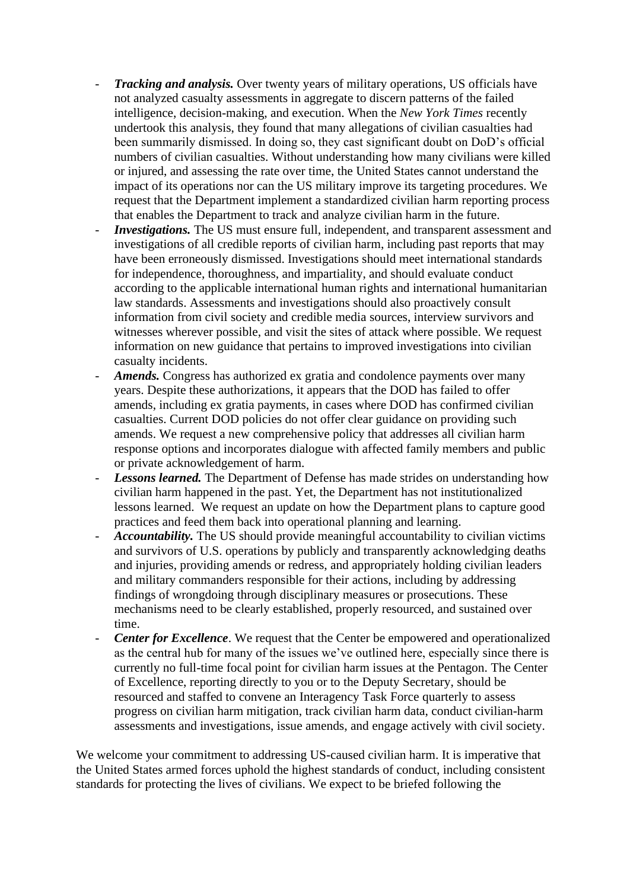- ***Tracking and analysis.*** Over twenty years of military operations, US officials have not analyzed casualty assessments in aggregate to discern patterns of the failed intelligence, decision-making, and execution. When the *New York Times* recently undertook this analysis, they found that many allegations of civilian casualties had been summarily dismissed. In doing so, they cast significant doubt on DoD's official numbers of civilian casualties. Without understanding how many civilians were killed or injured, and assessing the rate over time, the United States cannot understand the impact of its operations nor can the US military improve its targeting procedures. We request that the Department implement a standardized civilian harm reporting process that enables the Department to track and analyze civilian harm in the future.
- ***Investigations.*** The US must ensure full, independent, and transparent assessment and investigations of all credible reports of civilian harm, including past reports that may have been erroneously dismissed. Investigations should meet international standards for independence, thoroughness, and impartiality, and should evaluate conduct according to the applicable international human rights and international humanitarian law standards. Assessments and investigations should also proactively consult information from civil society and credible media sources, interview survivors and witnesses wherever possible, and visit the sites of attack where possible. We request information on new guidance that pertains to improved investigations into civilian casualty incidents.
- ***Amends.*** Congress has authorized ex gratia and condolence payments over many years. Despite these authorizations, it appears that the DOD has failed to offer amends, including ex gratia payments, in cases where DOD has confirmed civilian casualties. Current DOD policies do not offer clear guidance on providing such amends. We request a new comprehensive policy that addresses all civilian harm response options and incorporates dialogue with affected family members and public or private acknowledgement of harm.
- ***Lessons learned.*** The Department of Defense has made strides on understanding how civilian harm happened in the past. Yet, the Department has not institutionalized lessons learned. We request an update on how the Department plans to capture good practices and feed them back into operational planning and learning.
- ***Accountability.*** The US should provide meaningful accountability to civilian victims and survivors of U.S. operations by publicly and transparently acknowledging deaths and injuries, providing amends or redress, and appropriately holding civilian leaders and military commanders responsible for their actions, including by addressing findings of wrongdoing through disciplinary measures or prosecutions. These mechanisms need to be clearly established, properly resourced, and sustained over time.
- ***Center for Excellence***. We request that the Center be empowered and operationalized as the central hub for many of the issues we've outlined here, especially since there is currently no full-time focal point for civilian harm issues at the Pentagon. The Center of Excellence, reporting directly to you or to the Deputy Secretary, should be resourced and staffed to convene an Interagency Task Force quarterly to assess progress on civilian harm mitigation, track civilian harm data, conduct civilian-harm assessments and investigations, issue amends, and engage actively with civil society.

We welcome your commitment to addressing US-caused civilian harm. It is imperative that the United States armed forces uphold the highest standards of conduct, including consistent standards for protecting the lives of civilians. We expect to be briefed following the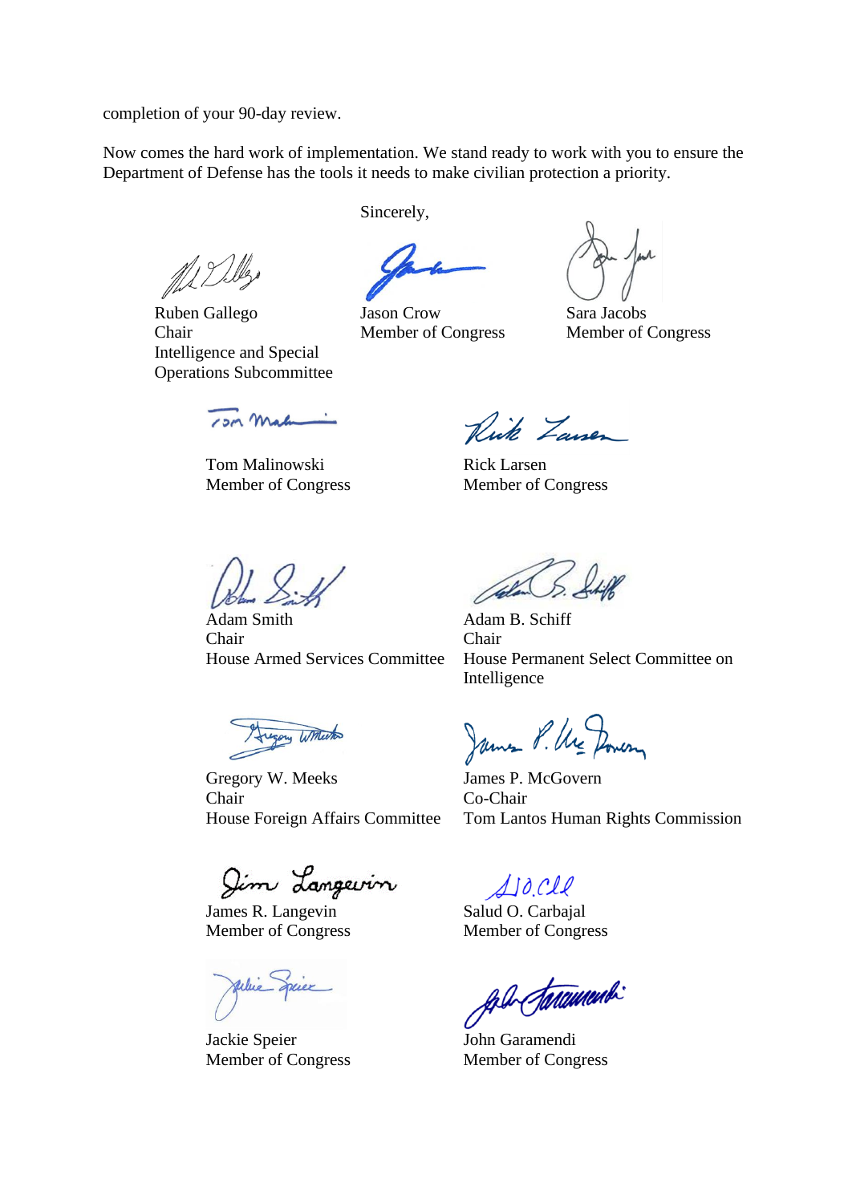completion of your 90-day review.

Now comes the hard work of implementation. We stand ready to work with you to ensure the Department of Defense has the tools it needs to make civilian protection a priority.

Sincerely,

Ruben Gallego
Chair
Intelligence and Special Operations Subcommittee

Jason Crow
Member of Congress

Sara Jacobs
Member of Congress

Tom Malinowski
Member of Congress

Rick Larsen
Member of Congress

Adam Smith
Chair
House Armed Services Committee

Adam B. Schiff
Chair
House Permanent Select Committee on Intelligence

Gregory W. Meeks
Chair
House Foreign Affairs Committee

James P. McGovern
Co-Chair
Tom Lantos Human Rights Commission

James R. Langevin
Member of Congress

Salud O. Carbajal
Member of Congress

Jackie Speier
Member of Congress

John Garamendi
Member of Congress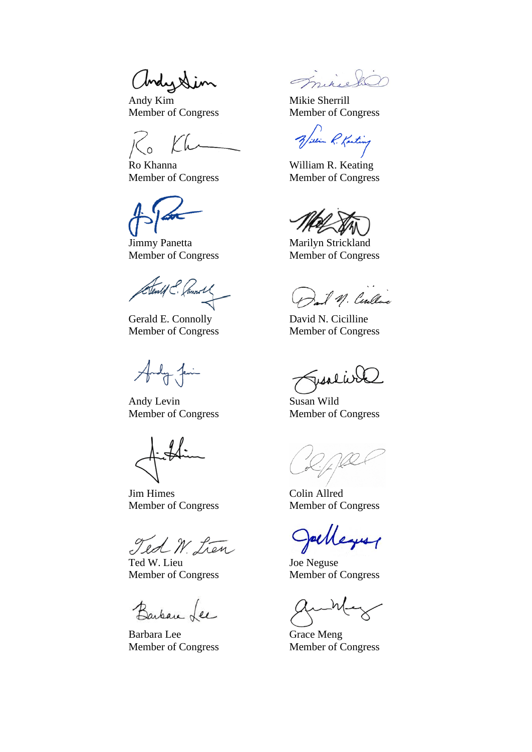Andy Kim
Member of Congress

Mikie Sherrill
Member of Congress

Ro Khanna
Member of Congress

William R. Keating
Member of Congress

Jimmy Panetta
Member of Congress

Marilyn Strickland
Member of Congress

Gerald E. Connolly
Member of Congress

David N. Cicilline
Member of Congress

Andy Levin
Member of Congress

Susan Wild
Member of Congress

Jim Himes
Member of Congress

Colin Allred
Member of Congress

Ted W. Lieu
Member of Congress

Joe Neguse
Member of Congress

Barbara Lee
Member of Congress

Grace Meng
Member of Congress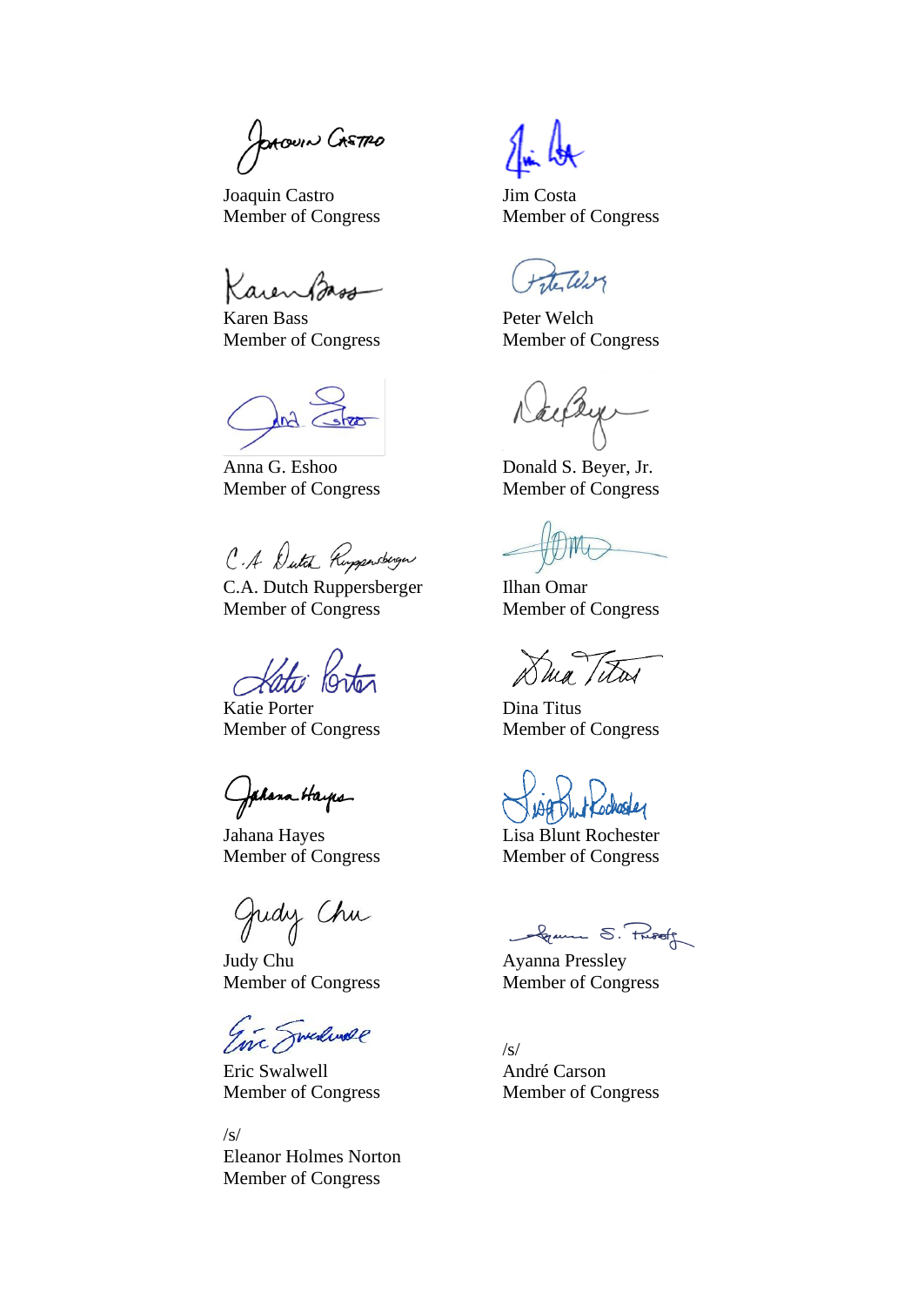Joaquin Castro
Member of Congress

Jim Costa
Member of Congress

Karen Bass
Member of Congress

Peter Welch
Member of Congress

Anna G. Eshoo
Member of Congress

Donald S. Beyer, Jr.
Member of Congress

C.A. Dutch Ruppersberger
Member of Congress

Ilhan Omar
Member of Congress

Katie Porter
Member of Congress

Dina Titus
Member of Congress

Jahana Hayes
Member of Congress

Lisa Blunt Rochester
Member of Congress

Judy Chu
Member of Congress

Ayanna Pressley
Member of Congress

Eric Swalwell
Member of Congress

/s/
André Carson
Member of Congress

/s/
Eleanor Holmes Norton
Member of Congress